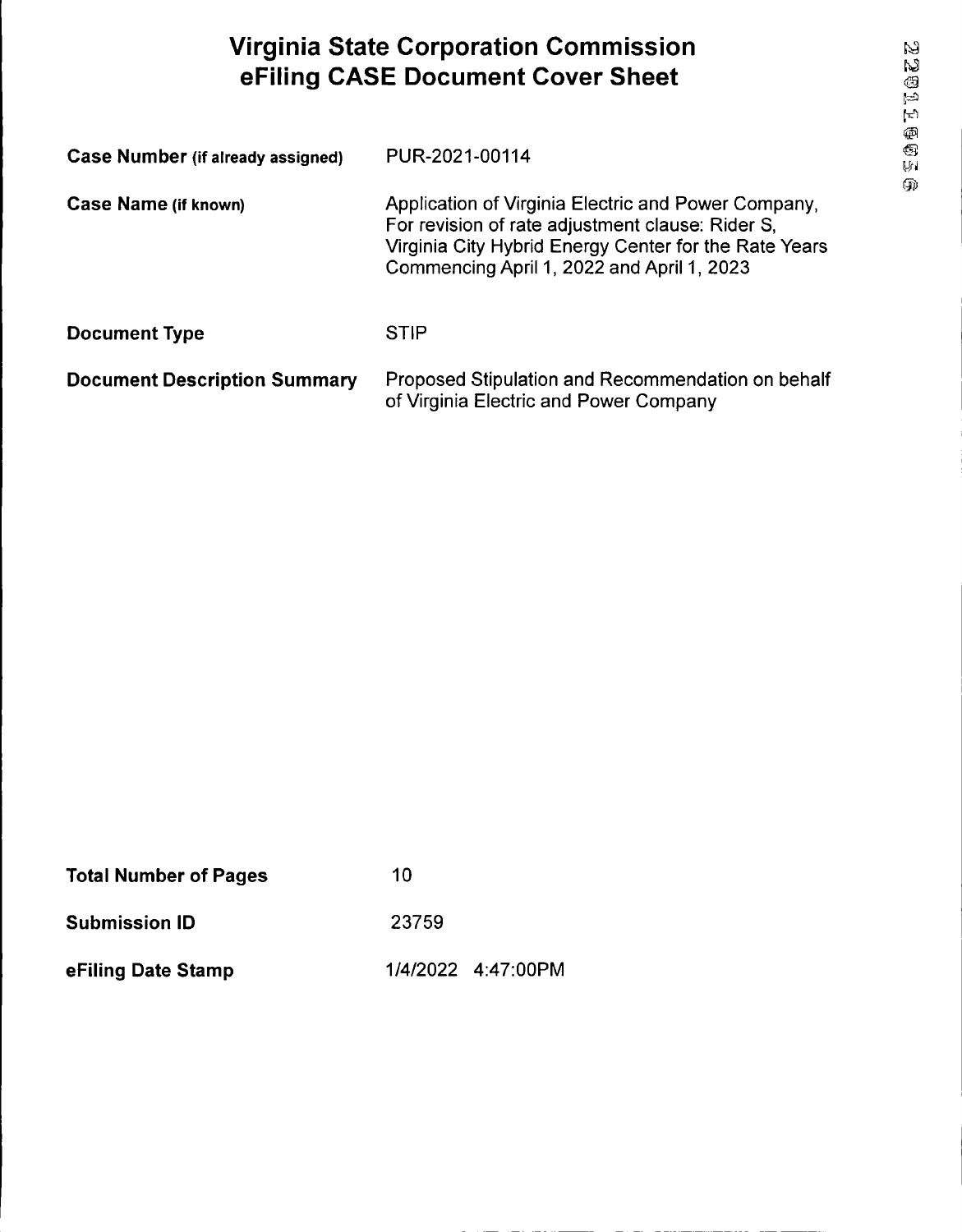# Virginia State Corporation Commission eFiling CASE Document Cover Sheet

| | |
|---|---|
| **Case Number (if already assigned)** | PUR-2021-00114 |
| **Case Name (if known)** | Application of Virginia Electric and Power Company, For revision of rate adjustment clause: Rider S, Virginia City Hybrid Energy Center for the Rate Years Commencing April 1, 2022 and April 1, 2023 |
| **Document Type** | STIP |
| **Document Description Summary** | Proposed Stipulation and Recommendation on behalf of Virginia Electric and Power Company |

| | |
|---|---|
| **Total Number of Pages** | 10 |
| **Submission ID** | 23759 |
| **eFiling Date Stamp** | 1/4/2022 4:47:00PM |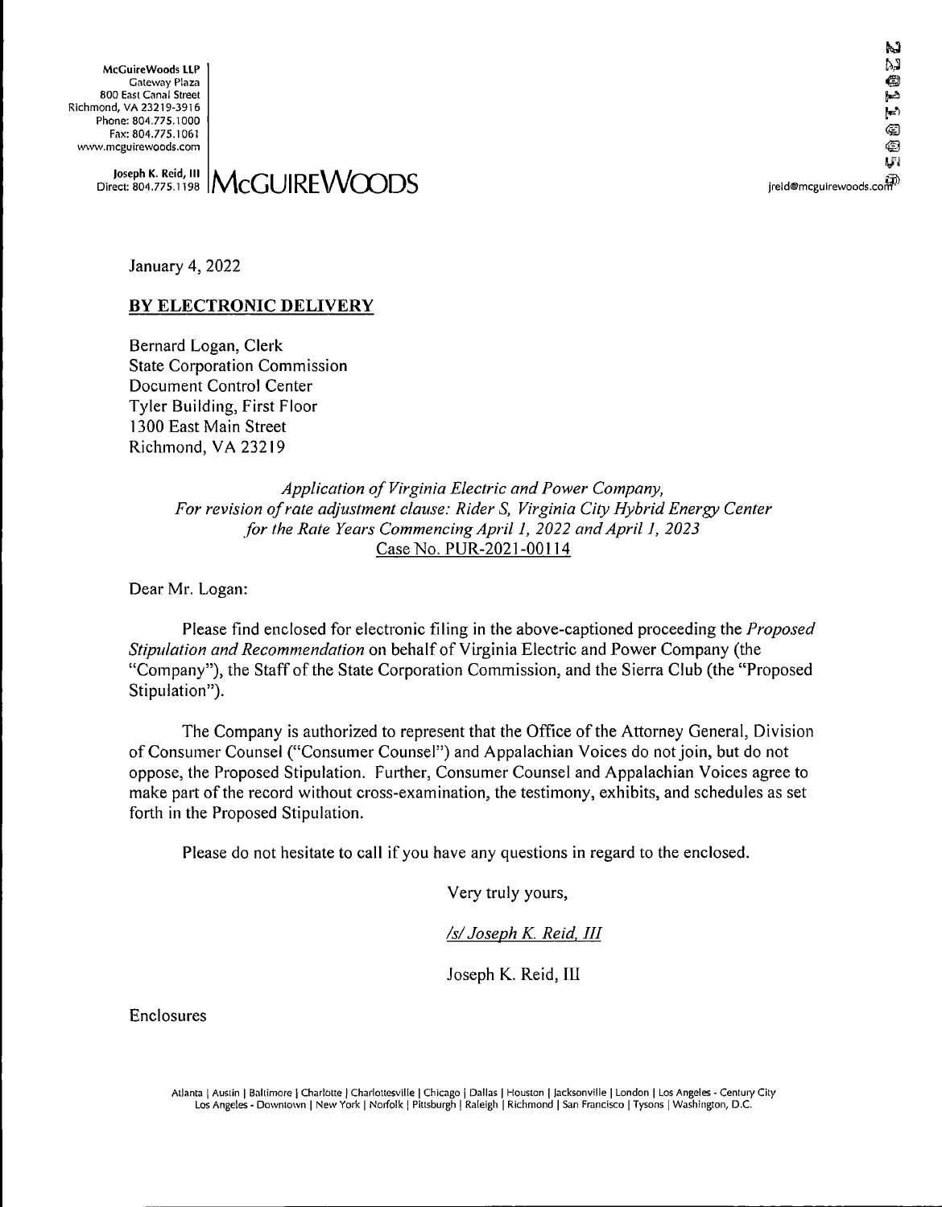McGuireWoods LLP
Gateway Plaza
800 East Canal Street
Richmond, VA 23219-3916
Phone: 804.775.1000
Fax: 804.775.1061
www.mcguirewoods.com

Joseph K. Reid, III
Direct: 804.775.1198

**McGUIREWOODS**

jreid@mcguirewoods.com

January 4, 2022

**BY ELECTRONIC DELIVERY**

Bernard Logan, Clerk
State Corporation Commission
Document Control Center
Tyler Building, First Floor
1300 East Main Street
Richmond, VA 23219

*Application of Virginia Electric and Power Company,*
*For revision of rate adjustment clause: Rider S, Virginia City Hybrid Energy Center*
*for the Rate Years Commencing April 1, 2022 and April 1, 2023*
Case No. PUR-2021-00114

Dear Mr. Logan:

Please find enclosed for electronic filing in the above-captioned proceeding the *Proposed Stipulation and Recommendation* on behalf of Virginia Electric and Power Company (the "Company"), the Staff of the State Corporation Commission, and the Sierra Club (the "Proposed Stipulation").

The Company is authorized to represent that the Office of the Attorney General, Division of Consumer Counsel ("Consumer Counsel") and Appalachian Voices do not join, but do not oppose, the Proposed Stipulation. Further, Consumer Counsel and Appalachian Voices agree to make part of the record without cross-examination, the testimony, exhibits, and schedules as set forth in the Proposed Stipulation.

Please do not hesitate to call if you have any questions in regard to the enclosed.

Very truly yours,

*/s/ Joseph K. Reid, III*

Joseph K. Reid, III

Enclosures

Atlanta | Austin | Baltimore | Charlotte | Charlottesville | Chicago | Dallas | Houston | Jacksonville | London | Los Angeles - Century City
Los Angeles - Downtown | New York | Norfolk | Pittsburgh | Raleigh | Richmond | San Francisco | Tysons | Washington, D.C.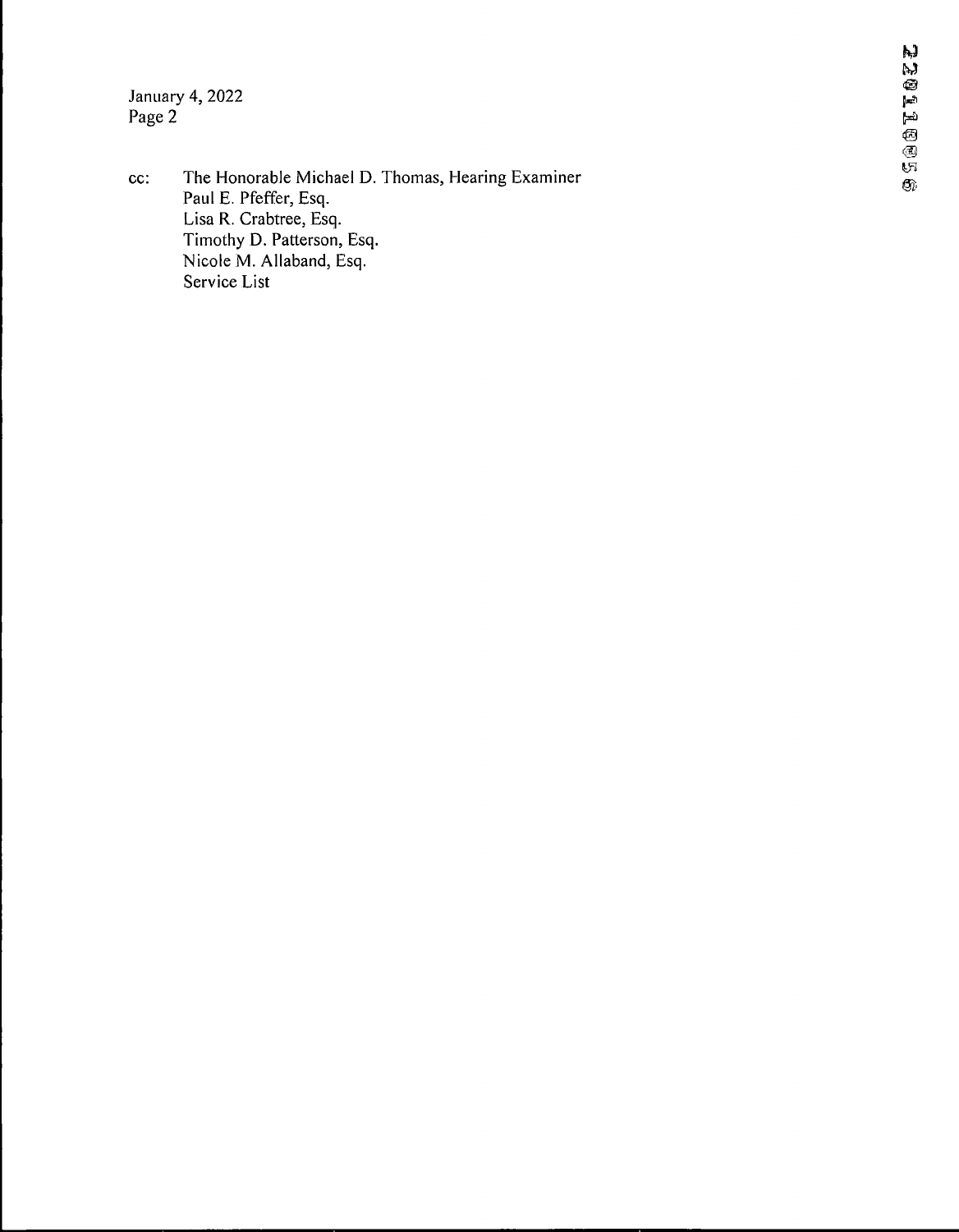cc: The Honorable Michael D. Thomas, Hearing Examiner
Paul E. Pfeffer, Esq.
Lisa R. Crabtree, Esq.
Timothy D. Patterson, Esq.
Nicole M. Allaband, Esq.
Service List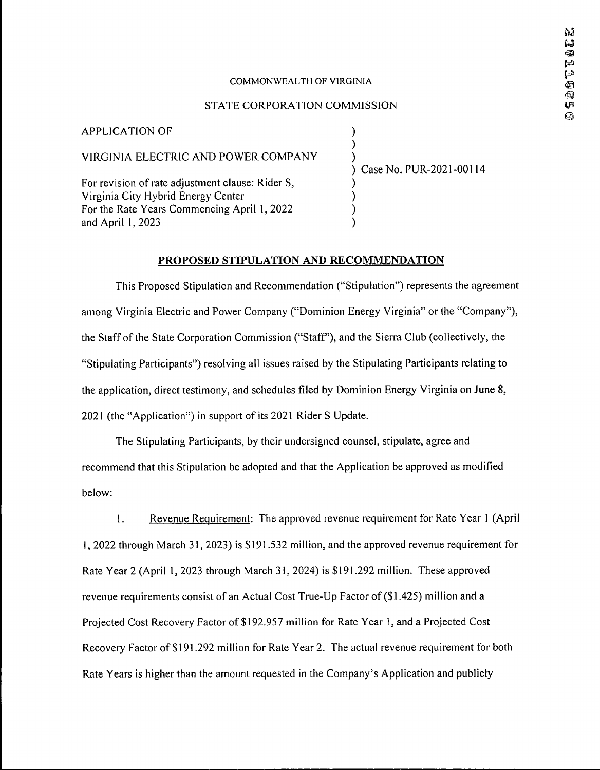COMMONWEALTH OF VIRGINIA

STATE CORPORATION COMMISSION

| | |
|---|---|
| APPLICATION OF<br><br>VIRGINIA ELECTRIC AND POWER COMPANY<br><br>For revision of rate adjustment clause: Rider S, Virginia City Hybrid Energy Center For the Rate Years Commencing April 1, 2022 and April 1, 2023 | Case No. PUR-2021-00114 |

## PROPOSED STIPULATION AND RECOMMENDATION

This Proposed Stipulation and Recommendation ("Stipulation") represents the agreement among Virginia Electric and Power Company ("Dominion Energy Virginia" or the "Company"), the Staff of the State Corporation Commission ("Staff"), and the Sierra Club (collectively, the "Stipulating Participants") resolving all issues raised by the Stipulating Participants relating to the application, direct testimony, and schedules filed by Dominion Energy Virginia on June 8, 2021 (the "Application") in support of its 2021 Rider S Update.

The Stipulating Participants, by their undersigned counsel, stipulate, agree and recommend that this Stipulation be adopted and that the Application be approved as modified below:

1. Revenue Requirement: The approved revenue requirement for Rate Year 1 (April 1, 2022 through March 31, 2023) is $191.532 million, and the approved revenue requirement for Rate Year 2 (April 1, 2023 through March 31, 2024) is $191.292 million. These approved revenue requirements consist of an Actual Cost True-Up Factor of ($1.425) million and a Projected Cost Recovery Factor of $192.957 million for Rate Year 1, and a Projected Cost Recovery Factor of $191.292 million for Rate Year 2. The actual revenue requirement for both Rate Years is higher than the amount requested in the Company's Application and publicly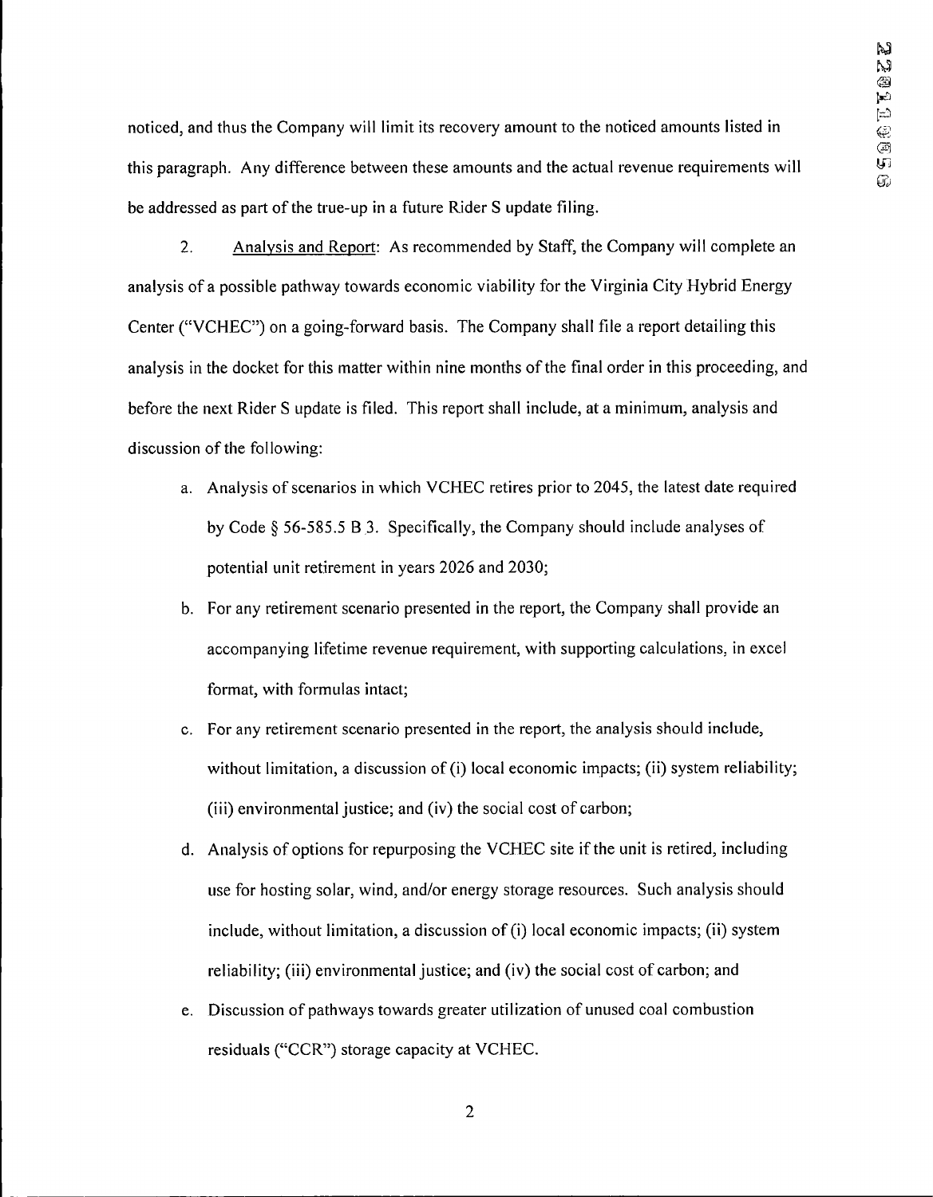noticed, and thus the Company will limit its recovery amount to the noticed amounts listed in this paragraph. Any difference between these amounts and the actual revenue requirements will be addressed as part of the true-up in a future Rider S update filing.

2. Analysis and Report: As recommended by Staff, the Company will complete an analysis of a possible pathway towards economic viability for the Virginia City Hybrid Energy Center ("VCHEC") on a going-forward basis. The Company shall file a report detailing this analysis in the docket for this matter within nine months of the final order in this proceeding, and before the next Rider S update is filed. This report shall include, at a minimum, analysis and discussion of the following:

a. Analysis of scenarios in which VCHEC retires prior to 2045, the latest date required by Code § 56-585.5 B 3. Specifically, the Company should include analyses of potential unit retirement in years 2026 and 2030;

b. For any retirement scenario presented in the report, the Company shall provide an accompanying lifetime revenue requirement, with supporting calculations, in excel format, with formulas intact;

c. For any retirement scenario presented in the report, the analysis should include, without limitation, a discussion of (i) local economic impacts; (ii) system reliability; (iii) environmental justice; and (iv) the social cost of carbon;

d. Analysis of options for repurposing the VCHEC site if the unit is retired, including use for hosting solar, wind, and/or energy storage resources. Such analysis should include, without limitation, a discussion of (i) local economic impacts; (ii) system reliability; (iii) environmental justice; and (iv) the social cost of carbon; and

e. Discussion of pathways towards greater utilization of unused coal combustion residuals ("CCR") storage capacity at VCHEC.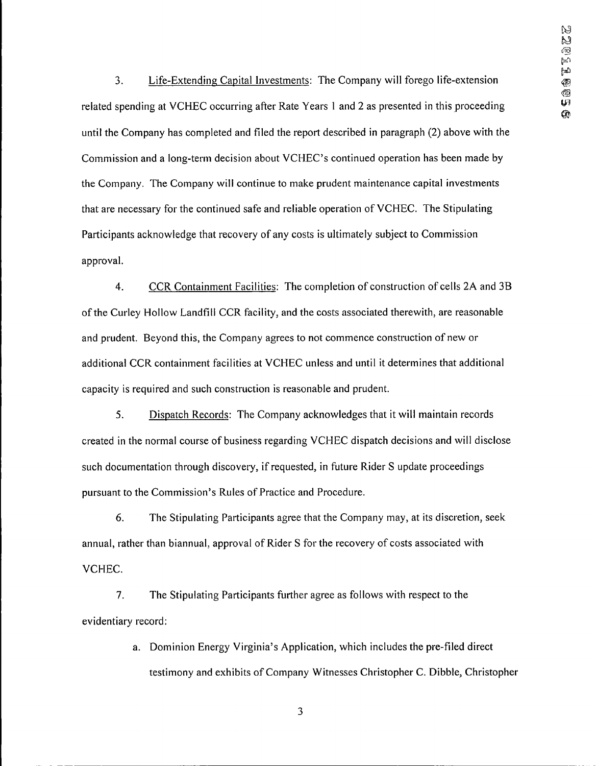3. Life-Extending Capital Investments: The Company will forego life-extension related spending at VCHEC occurring after Rate Years 1 and 2 as presented in this proceeding until the Company has completed and filed the report described in paragraph (2) above with the Commission and a long-term decision about VCHEC's continued operation has been made by the Company. The Company will continue to make prudent maintenance capital investments that are necessary for the continued safe and reliable operation of VCHEC. The Stipulating Participants acknowledge that recovery of any costs is ultimately subject to Commission approval.

4. CCR Containment Facilities: The completion of construction of cells 2A and 3B of the Curley Hollow Landfill CCR facility, and the costs associated therewith, are reasonable and prudent. Beyond this, the Company agrees to not commence construction of new or additional CCR containment facilities at VCHEC unless and until it determines that additional capacity is required and such construction is reasonable and prudent.

5. Dispatch Records: The Company acknowledges that it will maintain records created in the normal course of business regarding VCHEC dispatch decisions and will disclose such documentation through discovery, if requested, in future Rider S update proceedings pursuant to the Commission's Rules of Practice and Procedure.

6. The Stipulating Participants agree that the Company may, at its discretion, seek annual, rather than biannual, approval of Rider S for the recovery of costs associated with VCHEC.

7. The Stipulating Participants further agree as follows with respect to the evidentiary record:

   a. Dominion Energy Virginia's Application, which includes the pre-filed direct testimony and exhibits of Company Witnesses Christopher C. Dibble, Christopher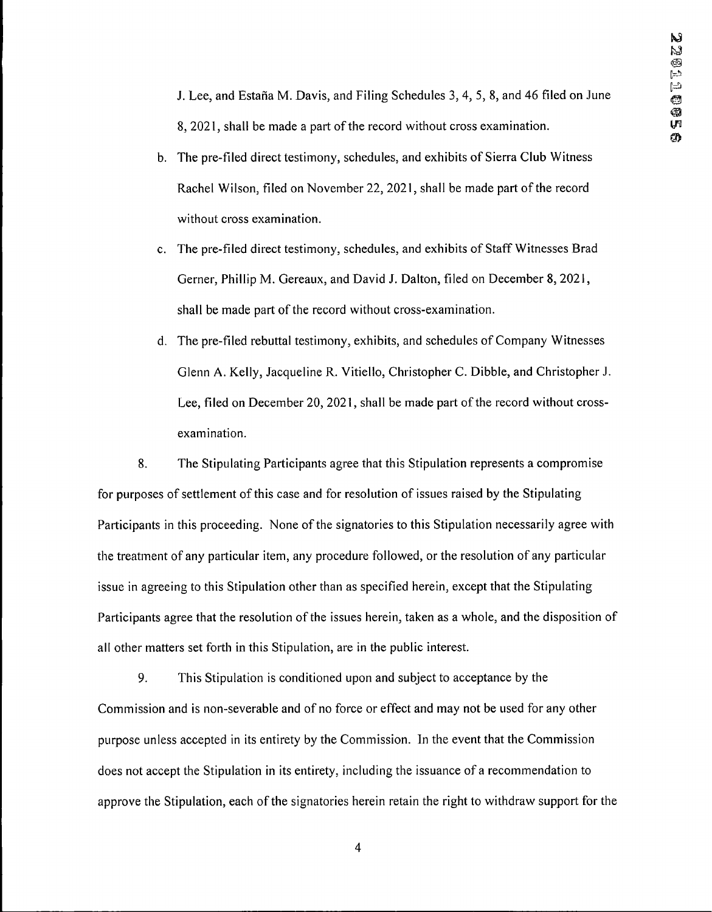J. Lee, and Estaña M. Davis, and Filing Schedules 3, 4, 5, 8, and 46 filed on June 8, 2021, shall be made a part of the record without cross examination.

b. The pre-filed direct testimony, schedules, and exhibits of Sierra Club Witness Rachel Wilson, filed on November 22, 2021, shall be made part of the record without cross examination.

c. The pre-filed direct testimony, schedules, and exhibits of Staff Witnesses Brad Gerner, Phillip M. Gereaux, and David J. Dalton, filed on December 8, 2021, shall be made part of the record without cross-examination.

d. The pre-filed rebuttal testimony, exhibits, and schedules of Company Witnesses Glenn A. Kelly, Jacqueline R. Vitiello, Christopher C. Dibble, and Christopher J. Lee, filed on December 20, 2021, shall be made part of the record without cross-examination.

8. The Stipulating Participants agree that this Stipulation represents a compromise for purposes of settlement of this case and for resolution of issues raised by the Stipulating Participants in this proceeding. None of the signatories to this Stipulation necessarily agree with the treatment of any particular item, any procedure followed, or the resolution of any particular issue in agreeing to this Stipulation other than as specified herein, except that the Stipulating Participants agree that the resolution of the issues herein, taken as a whole, and the disposition of all other matters set forth in this Stipulation, are in the public interest.

9. This Stipulation is conditioned upon and subject to acceptance by the Commission and is non-severable and of no force or effect and may not be used for any other purpose unless accepted in its entirety by the Commission. In the event that the Commission does not accept the Stipulation in its entirety, including the issuance of a recommendation to approve the Stipulation, each of the signatories herein retain the right to withdraw support for the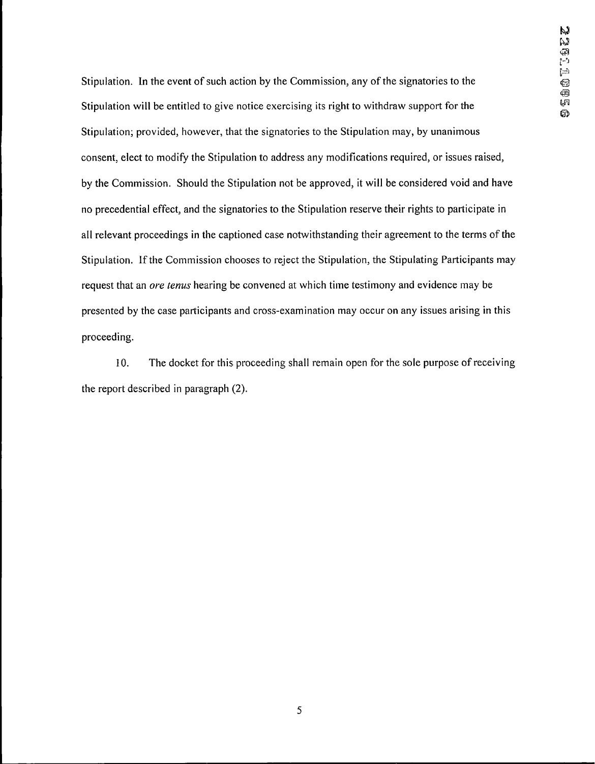Stipulation. In the event of such action by the Commission, any of the signatories to the Stipulation will be entitled to give notice exercising its right to withdraw support for the Stipulation; provided, however, that the signatories to the Stipulation may, by unanimous consent, elect to modify the Stipulation to address any modifications required, or issues raised, by the Commission. Should the Stipulation not be approved, it will be considered void and have no precedential effect, and the signatories to the Stipulation reserve their rights to participate in all relevant proceedings in the captioned case notwithstanding their agreement to the terms of the Stipulation. If the Commission chooses to reject the Stipulation, the Stipulating Participants may request that an *ore tenus* hearing be convened at which time testimony and evidence may be presented by the case participants and cross-examination may occur on any issues arising in this proceeding.

10. The docket for this proceeding shall remain open for the sole purpose of receiving the report described in paragraph (2).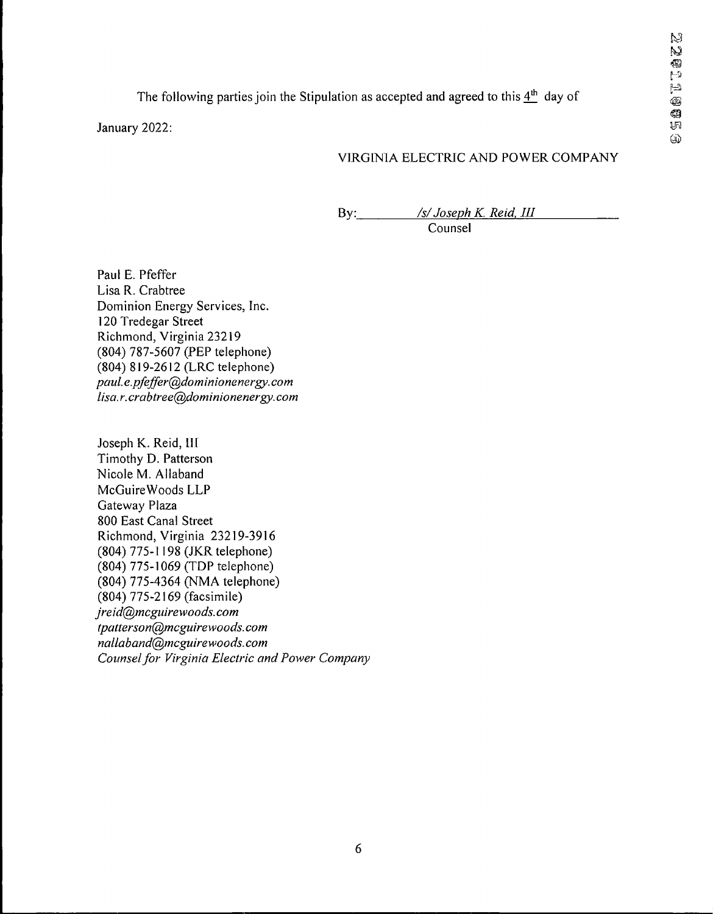The following parties join the Stipulation as accepted and agreed to this 4th day of January 2022:

VIRGINIA ELECTRIC AND POWER COMPANY

By: */s/ Joseph K. Reid, III*
Counsel

Paul E. Pfeffer
Lisa R. Crabtree
Dominion Energy Services, Inc.
120 Tredegar Street
Richmond, Virginia 23219
(804) 787-5607 (PEP telephone)
(804) 819-2612 (LRC telephone)
*paul.e.pfeffer@dominionenergy.com*
*lisa.r.crabtree@dominionenergy.com*

Joseph K. Reid, III
Timothy D. Patterson
Nicole M. Allaband
McGuireWoods LLP
Gateway Plaza
800 East Canal Street
Richmond, Virginia 23219-3916
(804) 775-1198 (JKR telephone)
(804) 775-1069 (TDP telephone)
(804) 775-4364 (NMA telephone)
(804) 775-2169 (facsimile)
*jreid@mcguirewoods.com*
*tpatterson@mcguirewoods.com*
*nallaband@mcguirewoods.com*
*Counsel for Virginia Electric and Power Company*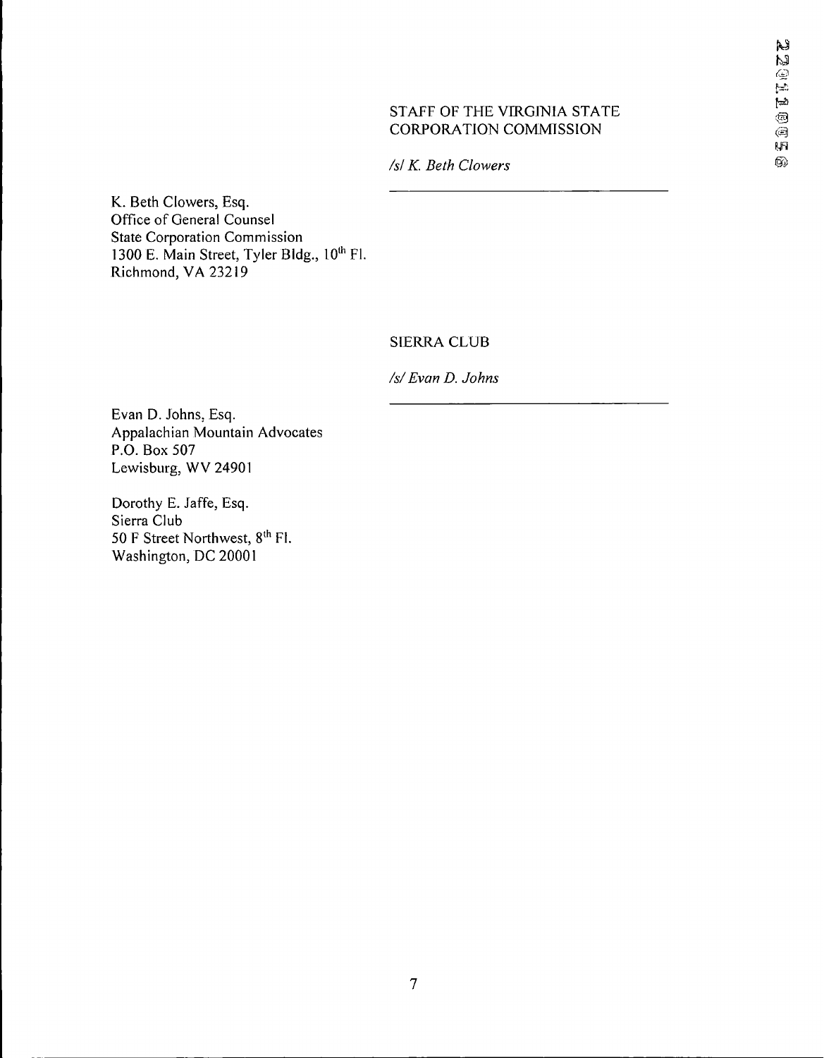STAFF OF THE VIRGINIA STATE CORPORATION COMMISSION

*/s/ K. Beth Clowers*

K. Beth Clowers, Esq.
Office of General Counsel
State Corporation Commission
1300 E. Main Street, Tyler Bldg., 10th Fl.
Richmond, VA 23219

SIERRA CLUB

*/s/ Evan D. Johns*

Evan D. Johns, Esq.
Appalachian Mountain Advocates
P.O. Box 507
Lewisburg, WV 24901

Dorothy E. Jaffe, Esq.
Sierra Club
50 F Street Northwest, 8th Fl.
Washington, DC 20001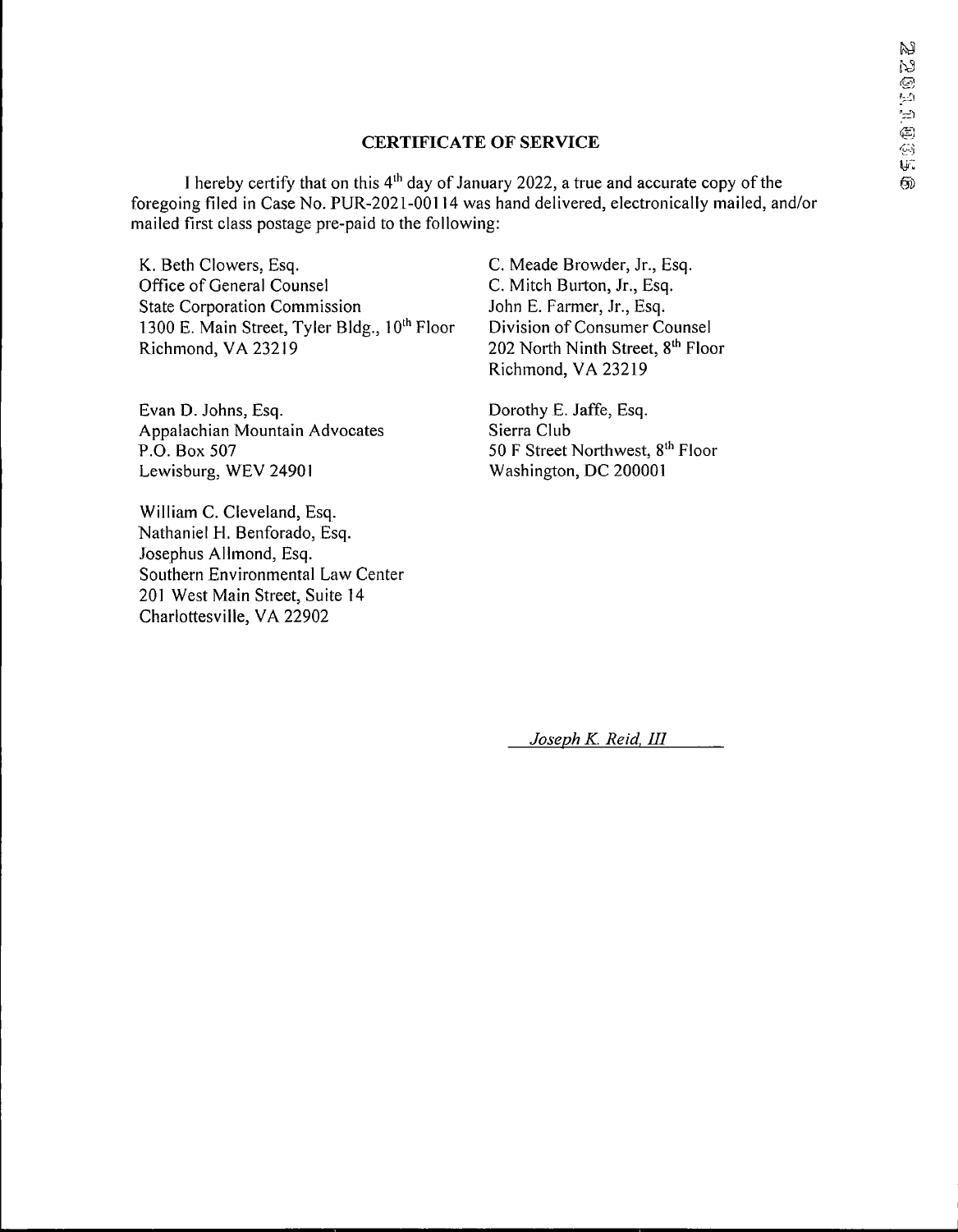## CERTIFICATE OF SERVICE

I hereby certify that on this 4th day of January 2022, a true and accurate copy of the foregoing filed in Case No. PUR-2021-00114 was hand delivered, electronically mailed, and/or mailed first class postage pre-paid to the following:

K. Beth Clowers, Esq.
Office of General Counsel
State Corporation Commission
1300 E. Main Street, Tyler Bldg., 10th Floor
Richmond, VA 23219

C. Meade Browder, Jr., Esq.
C. Mitch Burton, Jr., Esq.
John E. Farmer, Jr., Esq.
Division of Consumer Counsel
202 North Ninth Street, 8th Floor
Richmond, VA 23219

Evan D. Johns, Esq.
Appalachian Mountain Advocates
P.O. Box 507
Lewisburg, WEV 24901

Dorothy E. Jaffe, Esq.
Sierra Club
50 F Street Northwest, 8th Floor
Washington, DC 200001

William C. Cleveland, Esq.
Nathaniel H. Benforado, Esq.
Josephus Allmond, Esq.
Southern Environmental Law Center
201 West Main Street, Suite 14
Charlottesville, VA 22902

*Joseph K. Reid, III*